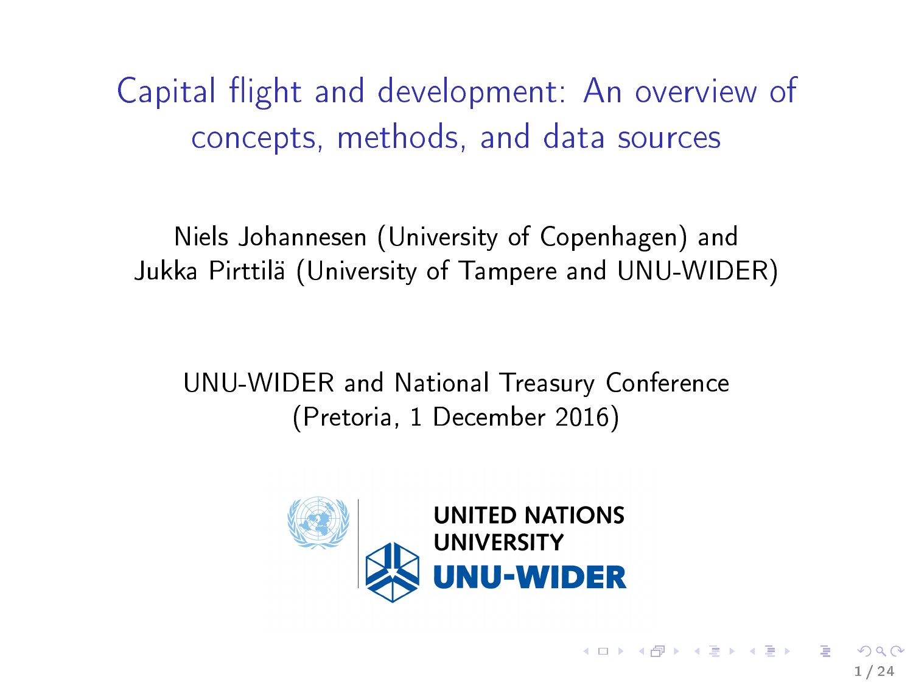# Capital flight and development: An overview of concepts, methods, and data sources

Niels Johannesen (University of Copenhagen) and
Jukka Pirttilä (University of Tampere and UNU-WIDER)

UNU-WIDER and National Treasury Conference
(Pretoria, 1 December 2016)

UNITED NATIONS UNIVERSITY
UNU-WIDER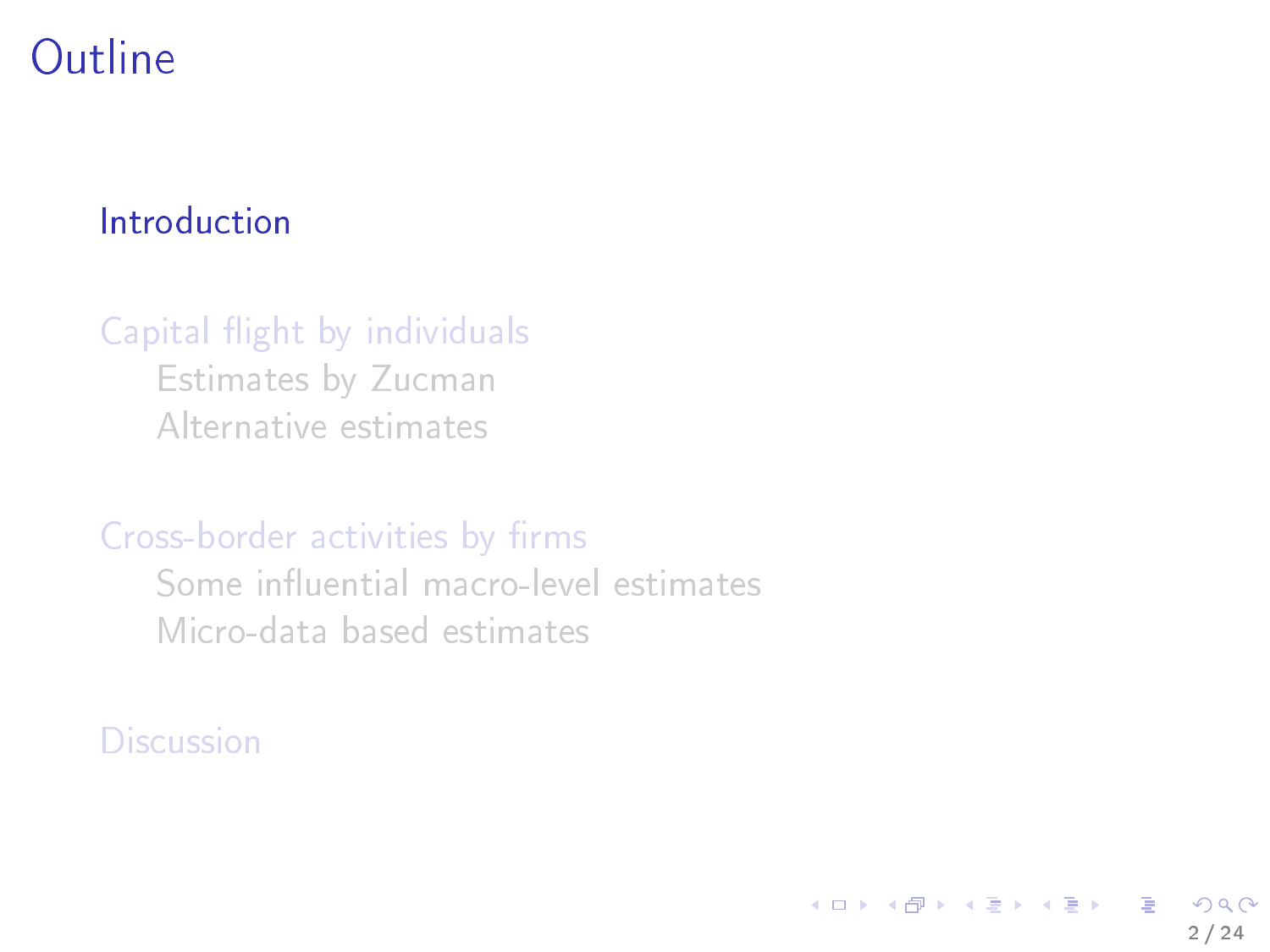# Outline

- Introduction
- Capital flight by individuals
  - Estimates by Zucman
  - Alternative estimates
- Cross-border activities by firms
  - Some influential macro-level estimates
  - Micro-data based estimates
- Discussion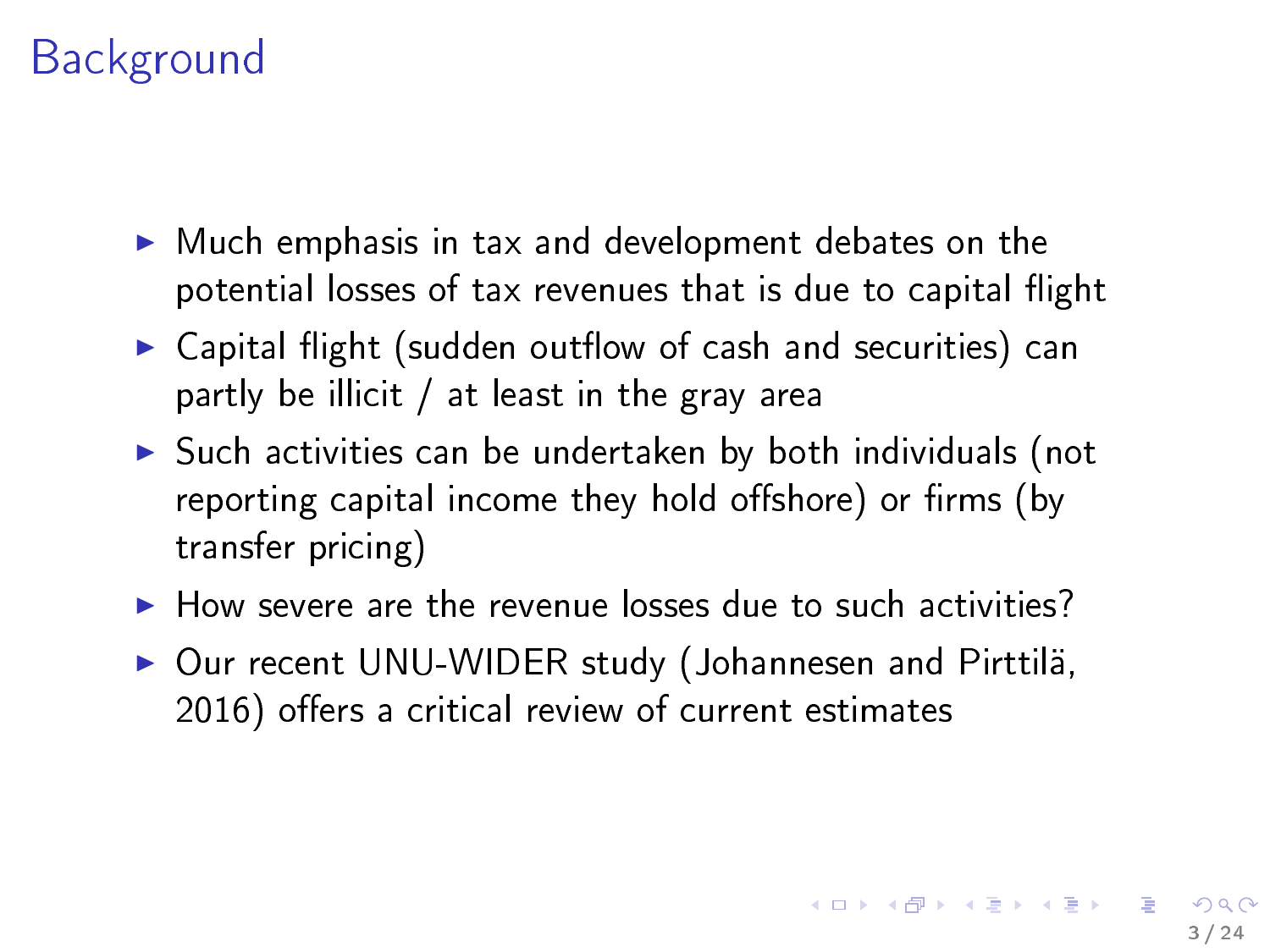# Background

- Much emphasis in tax and development debates on the potential losses of tax revenues that is due to capital flight
- Capital flight (sudden outflow of cash and securities) can partly be illicit / at least in the gray area
- Such activities can be undertaken by both individuals (not reporting capital income they hold offshore) or firms (by transfer pricing)
- How severe are the revenue losses due to such activities?
- Our recent UNU-WIDER study (Johannesen and Pirttilä, 2016) offers a critical review of current estimates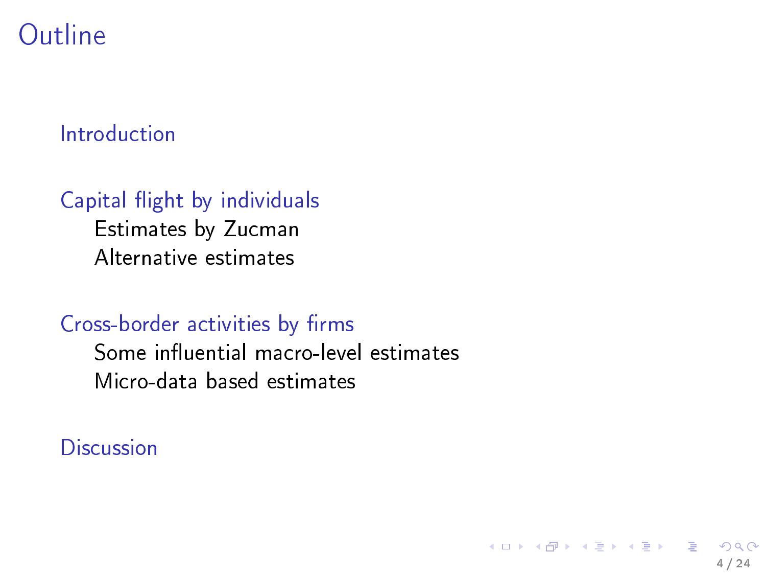# Outline

- Introduction
- Capital flight by individuals
  - Estimates by Zucman
  - Alternative estimates
- Cross-border activities by firms
  - Some influential macro-level estimates
  - Micro-data based estimates
- Discussion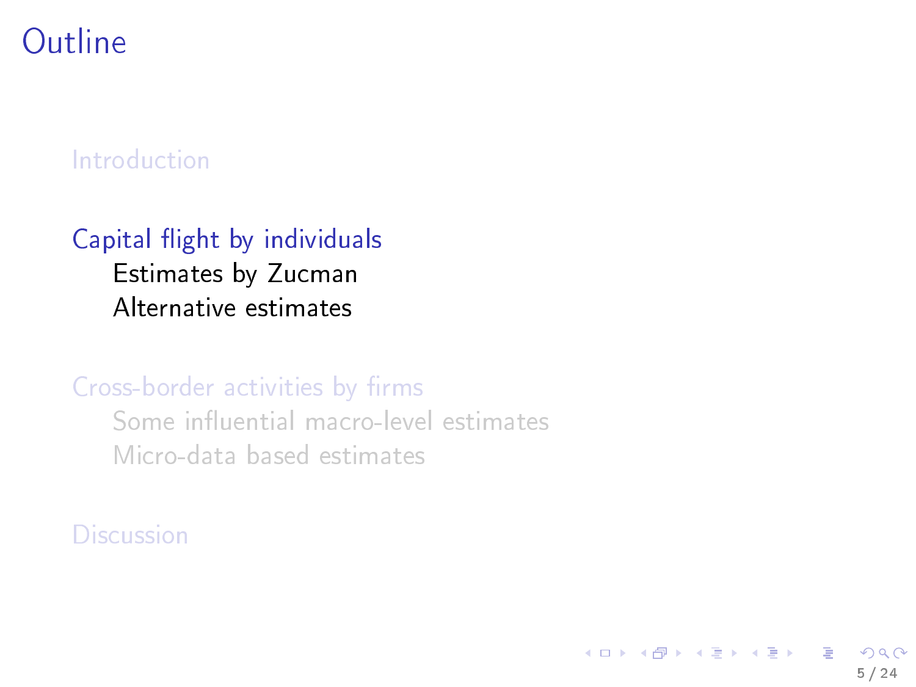# Outline

Introduction

Capital flight by individuals

- Estimates by Zucman
- Alternative estimates

Cross-border activities by firms

- Some influential macro-level estimates
- Micro-data based estimates

Discussion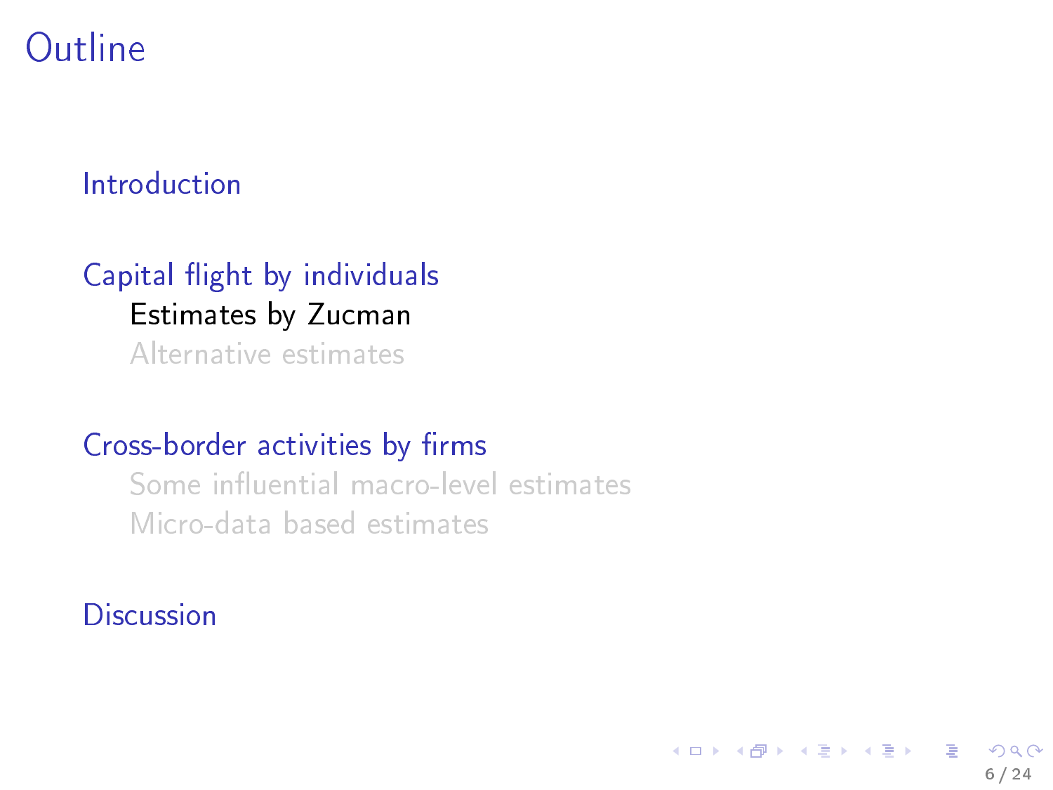# Outline

- Introduction
- Capital flight by individuals
  - Estimates by Zucman
  - Alternative estimates
- Cross-border activities by firms
  - Some influential macro-level estimates
  - Micro-data based estimates
- Discussion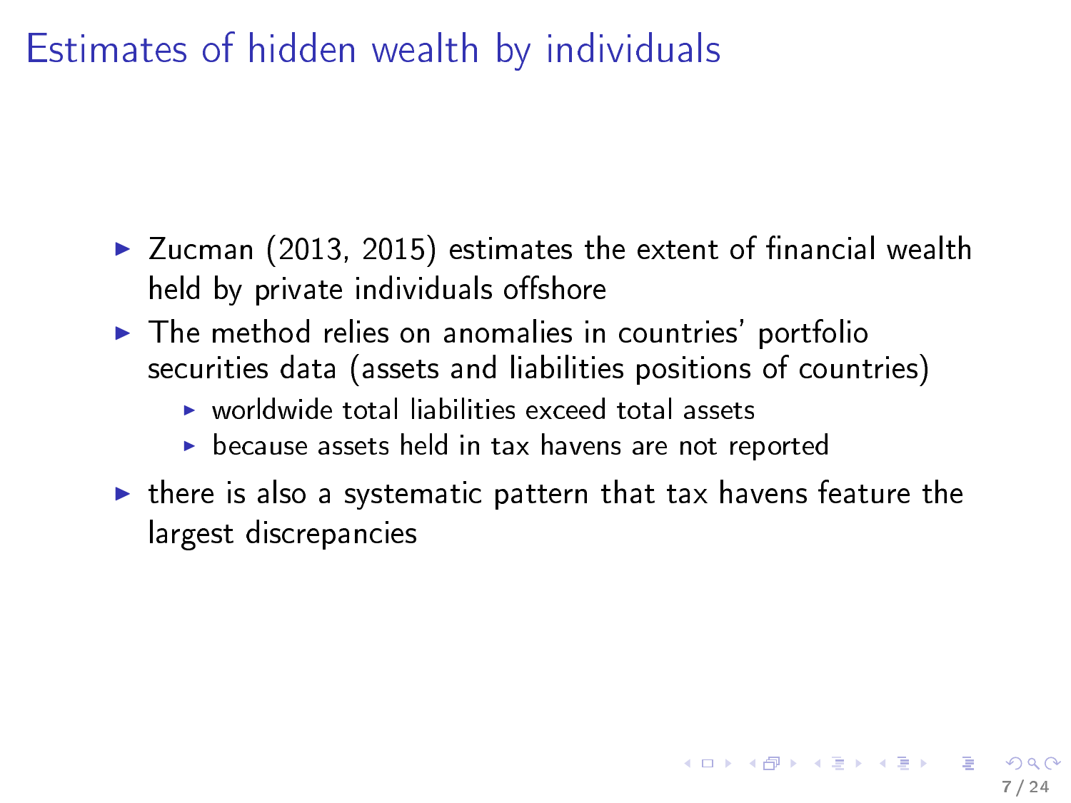# Estimates of hidden wealth by individuals

- Zucman (2013, 2015) estimates the extent of financial wealth held by private individuals offshore
- The method relies on anomalies in countries' portfolio securities data (assets and liabilities positions of countries)
  - worldwide total liabilities exceed total assets
  - because assets held in tax havens are not reported
- there is also a systematic pattern that tax havens feature the largest discrepancies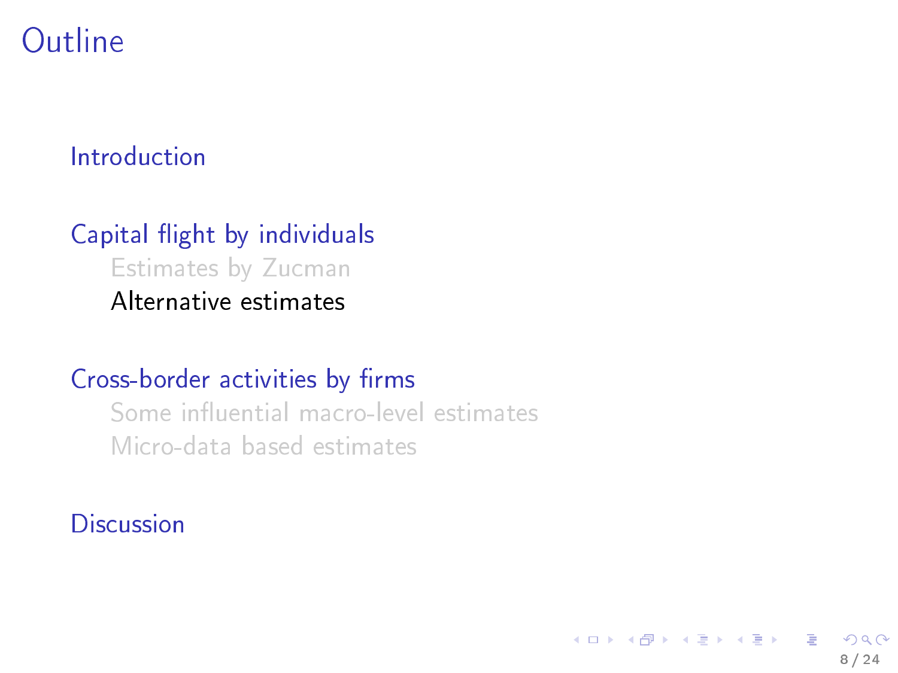# Outline

- Introduction
- Capital flight by individuals
  - Estimates by Zucman
  - Alternative estimates
- Cross-border activities by firms
  - Some influential macro-level estimates
  - Micro-data based estimates
- Discussion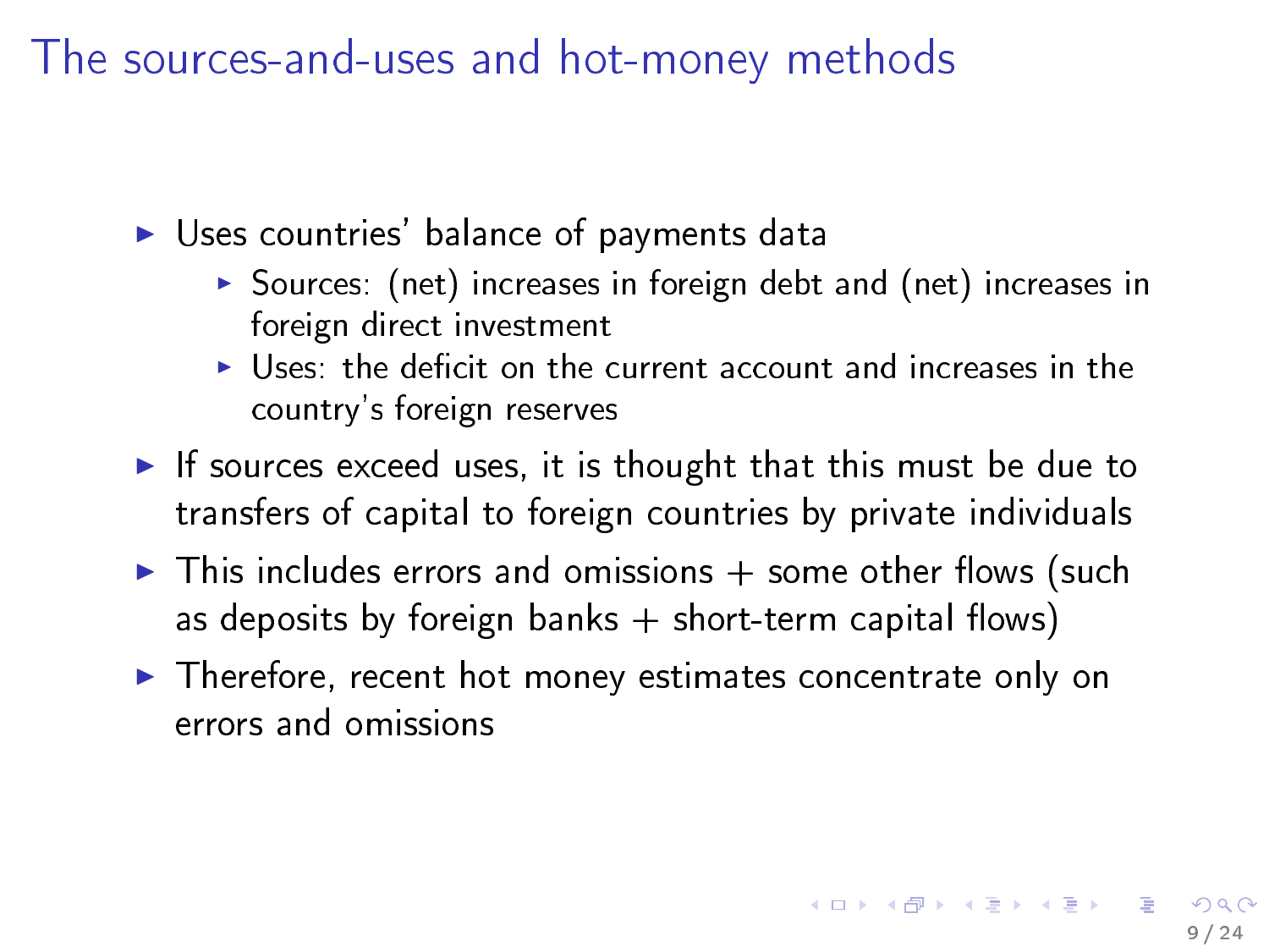# The sources-and-uses and hot-money methods

- Uses countries' balance of payments data
  - Sources: (net) increases in foreign debt and (net) increases in foreign direct investment
  - Uses: the deficit on the current account and increases in the country's foreign reserves
- If sources exceed uses, it is thought that this must be due to transfers of capital to foreign countries by private individuals
- This includes errors and omissions + some other flows (such as deposits by foreign banks + short-term capital flows)
- Therefore, recent hot money estimates concentrate only on errors and omissions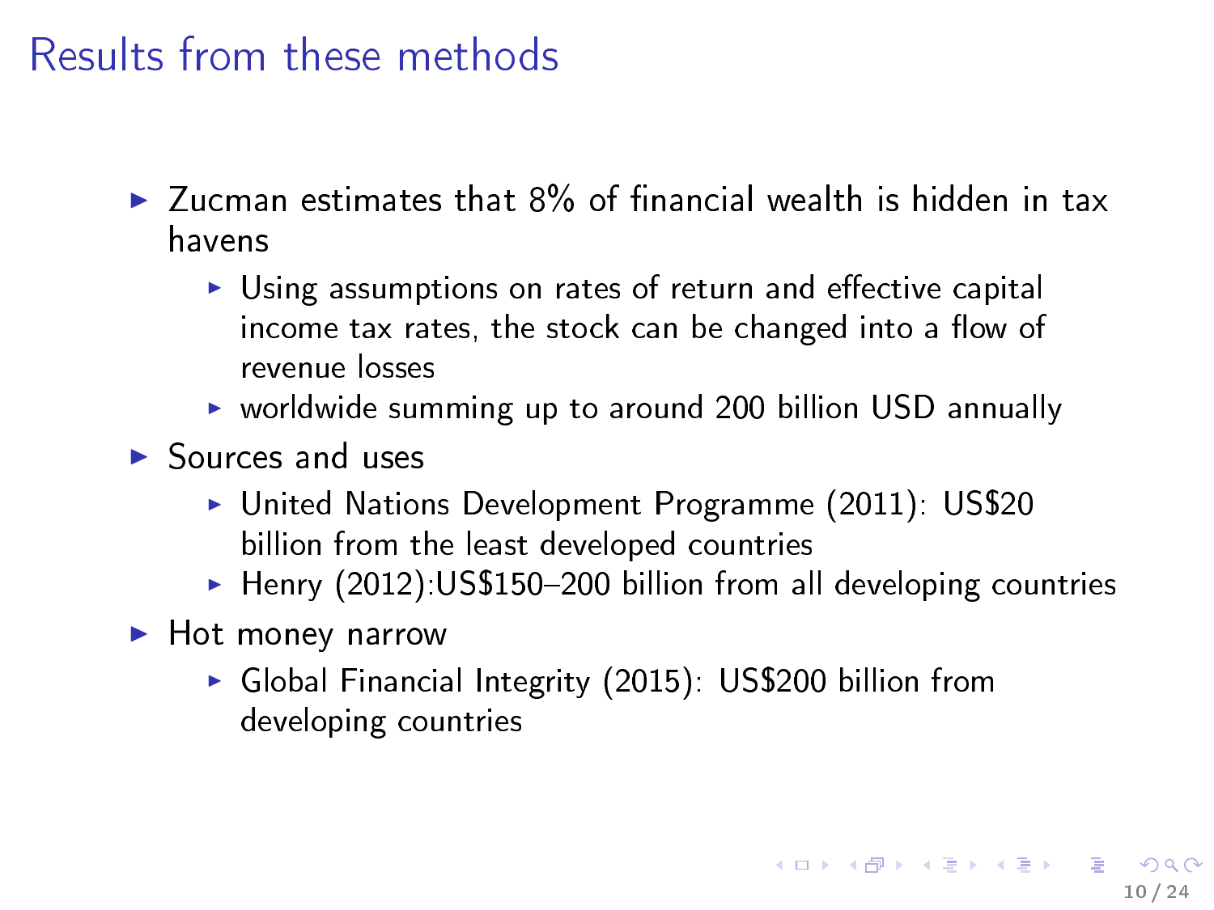# Results from these methods

- Zucman estimates that 8% of financial wealth is hidden in tax havens
  - Using assumptions on rates of return and effective capital income tax rates, the stock can be changed into a flow of revenue losses
  - worldwide summing up to around 200 billion USD annually
- Sources and uses
  - United Nations Development Programme (2011): US$20 billion from the least developed countries
  - Henry (2012):US$150–200 billion from all developing countries
- Hot money narrow
  - Global Financial Integrity (2015): US$200 billion from developing countries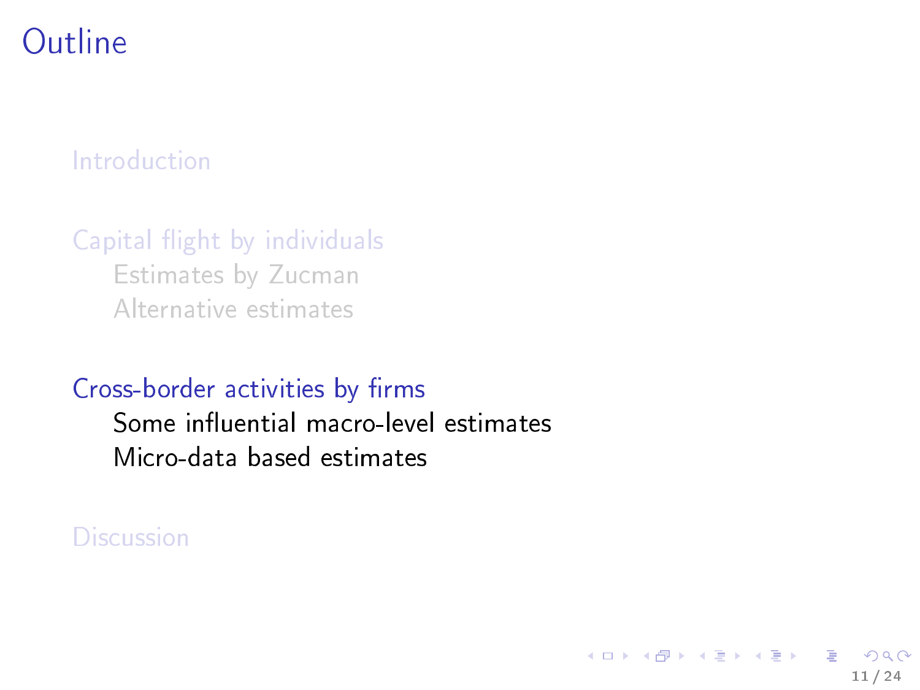# Outline

- Introduction
- Capital flight by individuals
  - Estimates by Zucman
  - Alternative estimates
- Cross-border activities by firms
  - Some influential macro-level estimates
  - Micro-data based estimates
- Discussion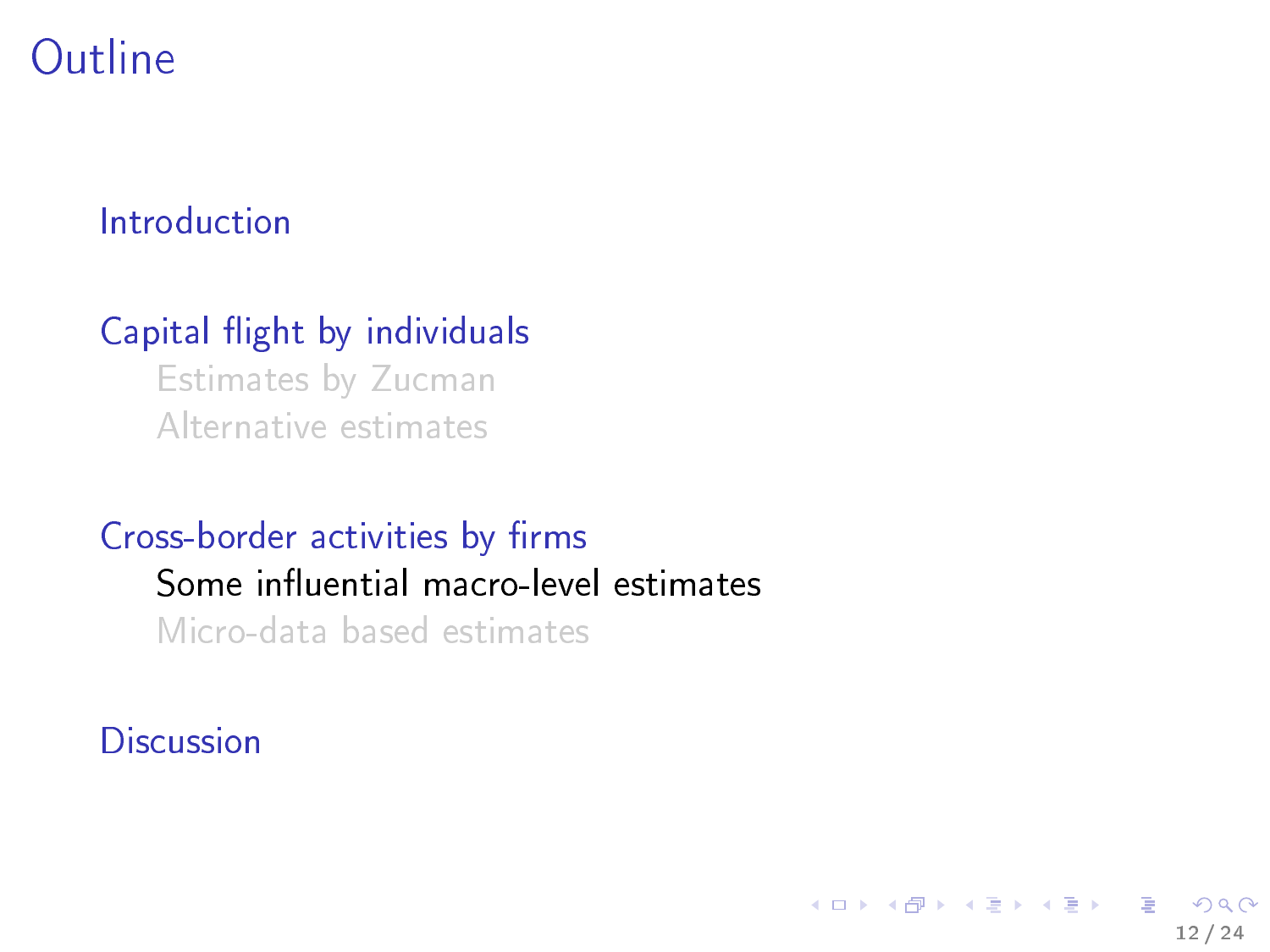# Outline

- Introduction
- Capital flight by individuals
  - Estimates by Zucman
  - Alternative estimates
- Cross-border activities by firms
  - Some influential macro-level estimates
  - Micro-data based estimates
- Discussion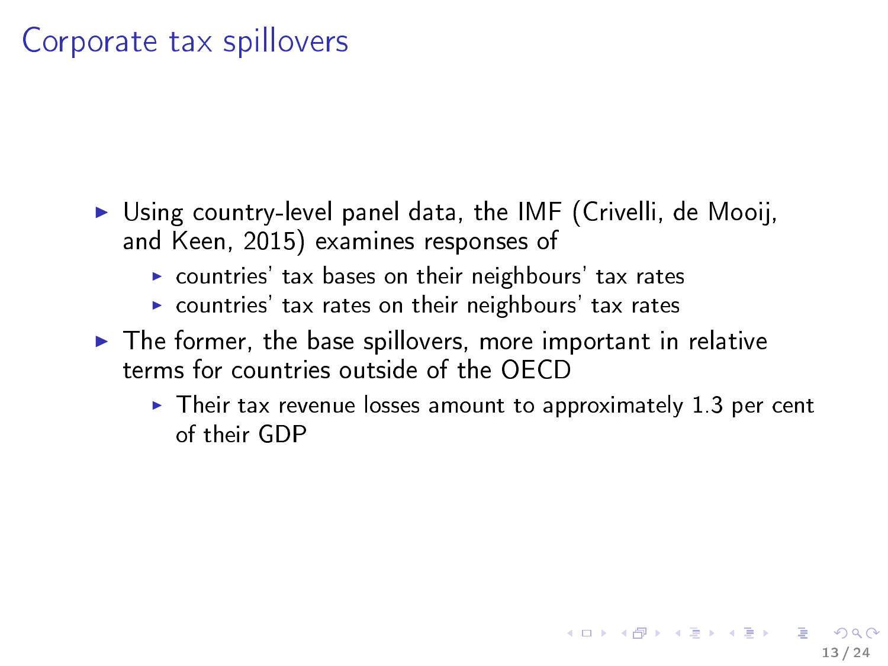# Corporate tax spillovers

- Using country-level panel data, the IMF (Crivelli, de Mooij, and Keen, 2015) examines responses of
  - countries' tax bases on their neighbours' tax rates
  - countries' tax rates on their neighbours' tax rates
- The former, the base spillovers, more important in relative terms for countries outside of the OECD
  - Their tax revenue losses amount to approximately 1.3 per cent of their GDP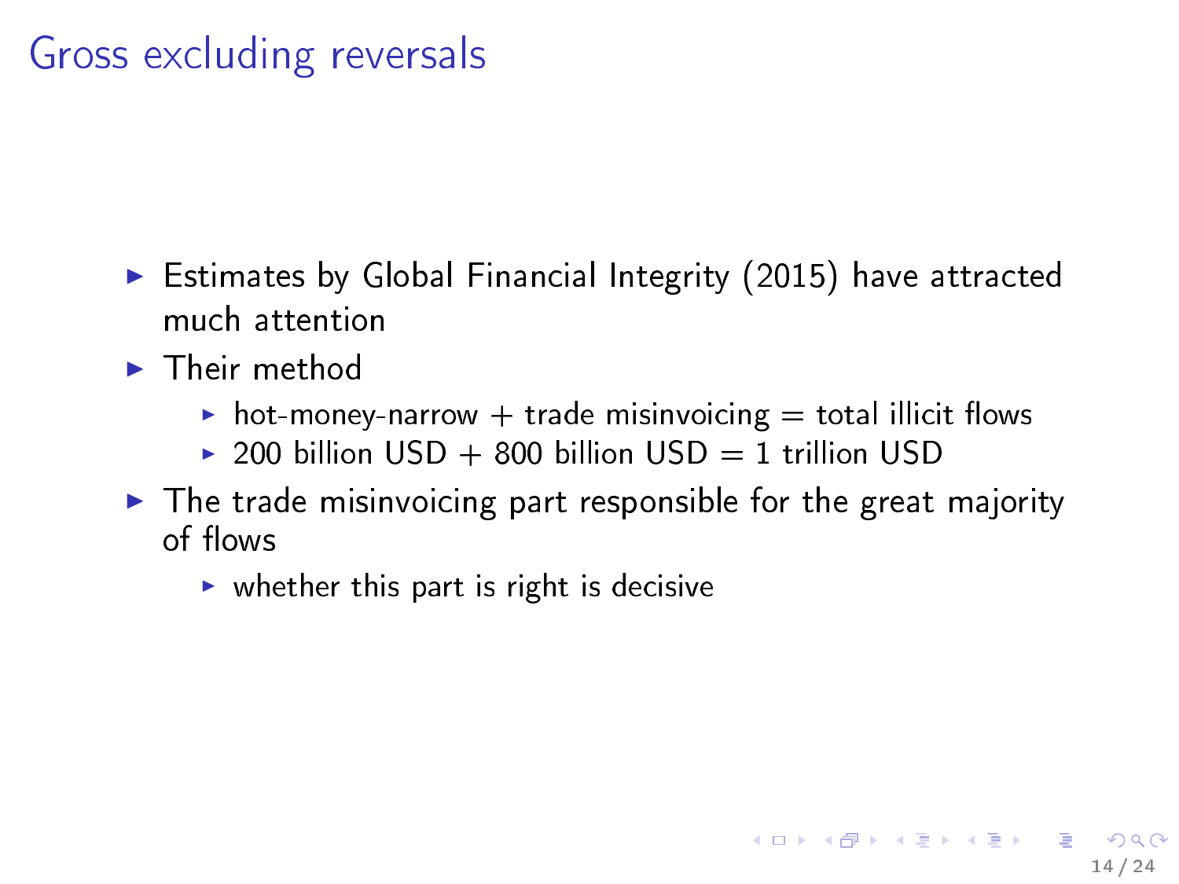# Gross excluding reversals

- Estimates by Global Financial Integrity (2015) have attracted much attention
- Their method
  - hot-money-narrow + trade misinvoicing = total illicit flows
  - 200 billion USD + 800 billion USD = 1 trillion USD
- The trade misinvoicing part responsible for the great majority of flows
  - whether this part is right is decisive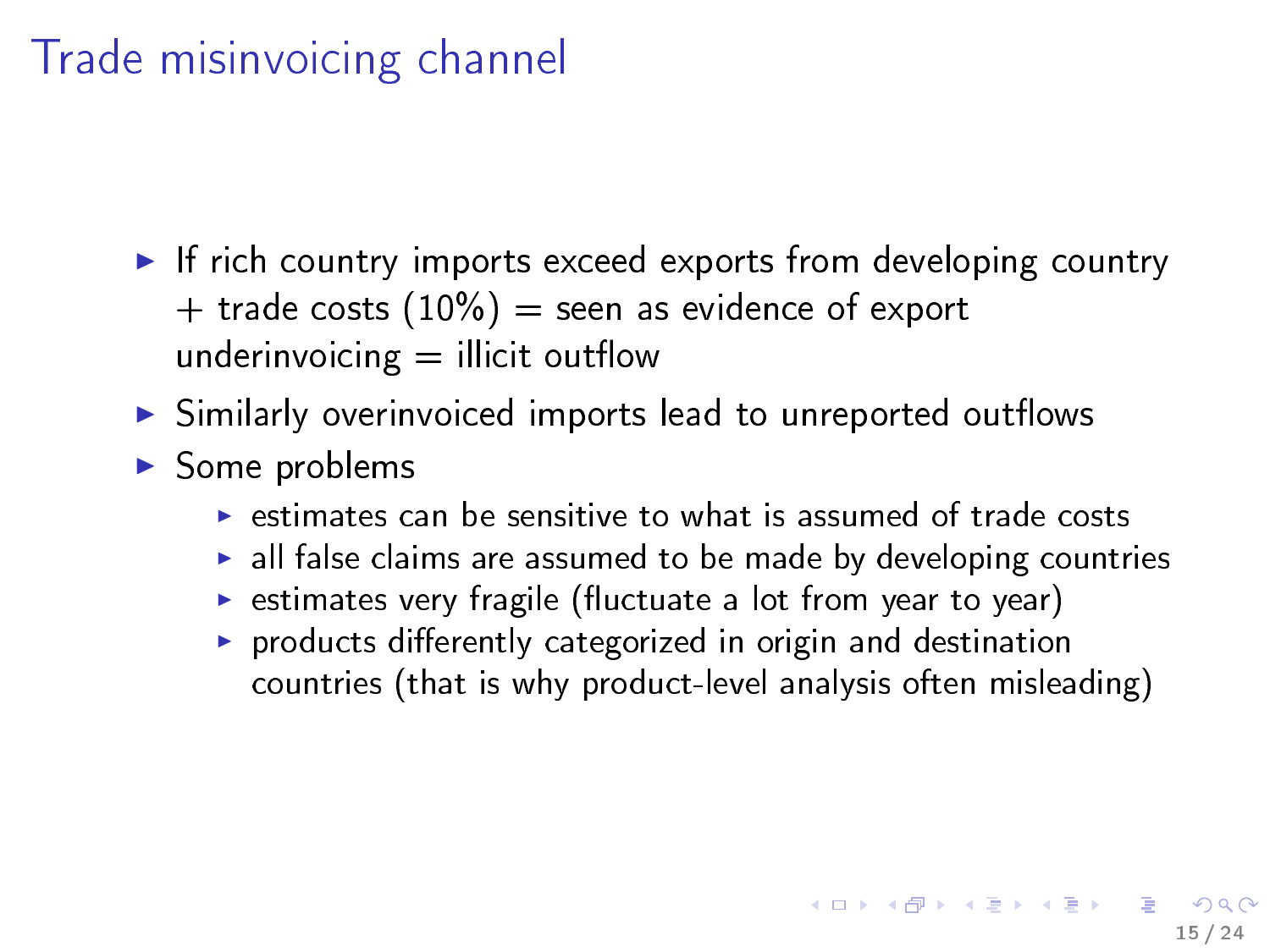# Trade misinvoicing channel

- If rich country imports exceed exports from developing country + trade costs (10%) = seen as evidence of export underinvoicing = illicit outflow
- Similarly overinvoiced imports lead to unreported outflows
- Some problems
  - estimates can be sensitive to what is assumed of trade costs
  - all false claims are assumed to be made by developing countries
  - estimates very fragile (fluctuate a lot from year to year)
  - products differently categorized in origin and destination countries (that is why product-level analysis often misleading)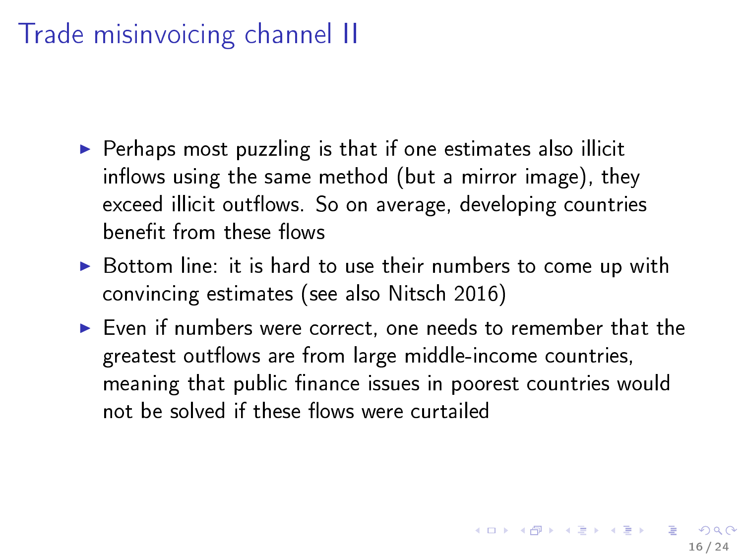# Trade misinvoicing channel II

- Perhaps most puzzling is that if one estimates also illicit inflows using the same method (but a mirror image), they exceed illicit outflows. So on average, developing countries benefit from these flows
- Bottom line: it is hard to use their numbers to come up with convincing estimates (see also Nitsch 2016)
- Even if numbers were correct, one needs to remember that the greatest outflows are from large middle-income countries, meaning that public finance issues in poorest countries would not be solved if these flows were curtailed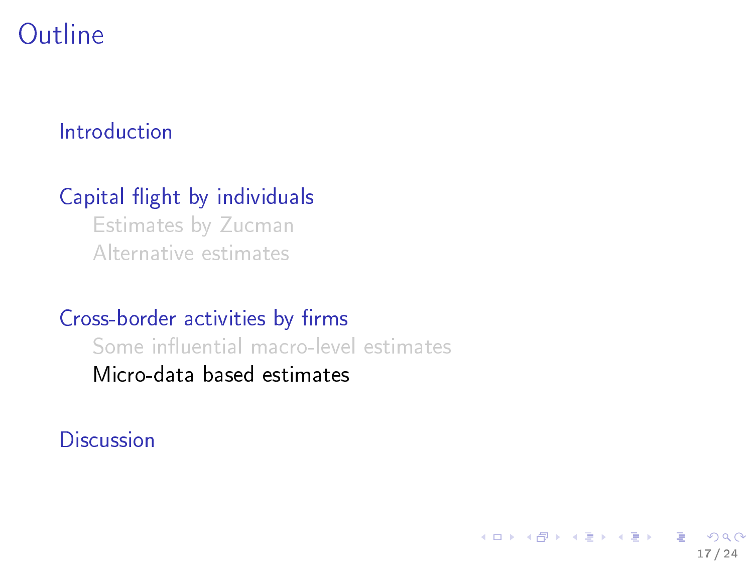# Outline

- Introduction
- Capital flight by individuals
  - Estimates by Zucman
  - Alternative estimates
- Cross-border activities by firms
  - Some influential macro-level estimates
  - Micro-data based estimates
- Discussion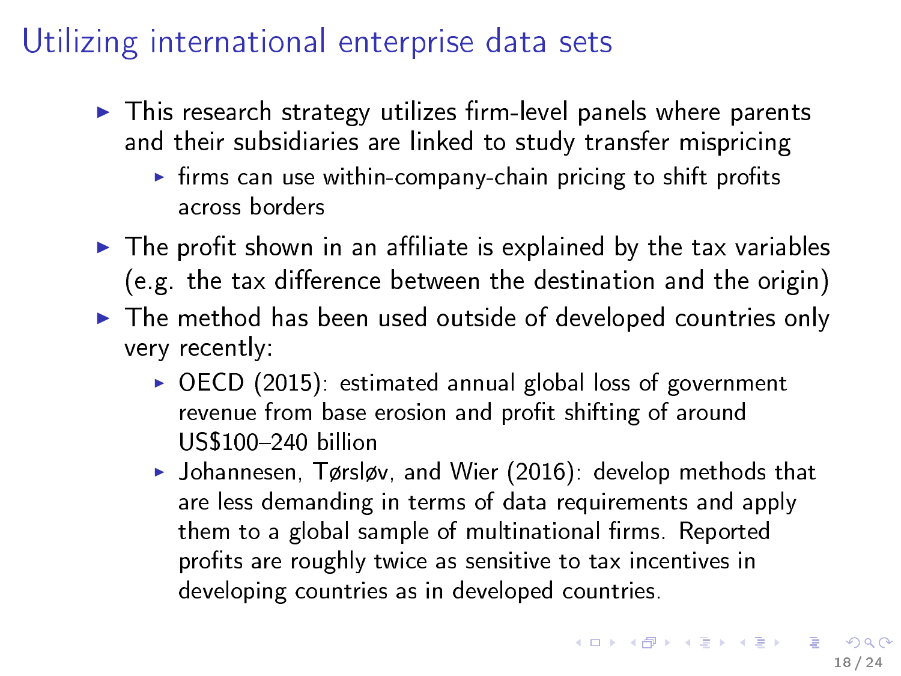# Utilizing international enterprise data sets

- This research strategy utilizes firm-level panels where parents and their subsidiaries are linked to study transfer mispricing
  - firms can use within-company-chain pricing to shift profits across borders
- The profit shown in an affiliate is explained by the tax variables (e.g. the tax difference between the destination and the origin)
- The method has been used outside of developed countries only very recently:
  - OECD (2015): estimated annual global loss of government revenue from base erosion and profit shifting of around US$100–240 billion
  - Johannesen, Tørsløv, and Wier (2016): develop methods that are less demanding in terms of data requirements and apply them to a global sample of multinational firms. Reported profits are roughly twice as sensitive to tax incentives in developing countries as in developed countries.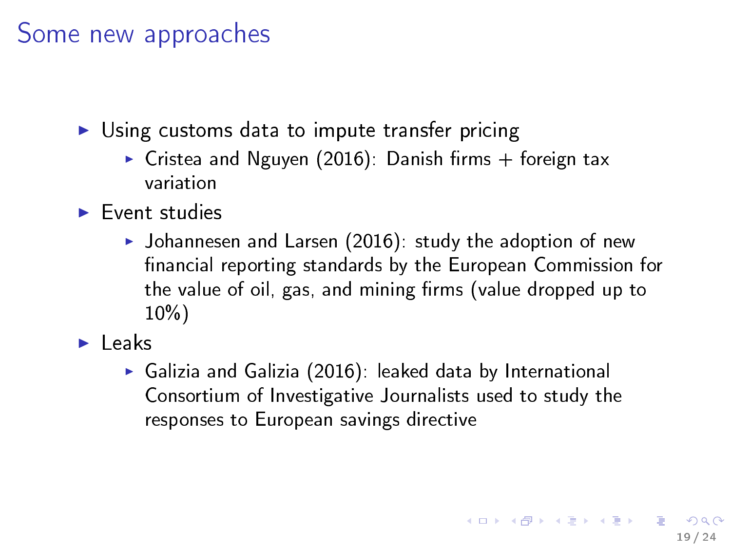# Some new approaches

- Using customs data to impute transfer pricing
  - Cristea and Nguyen (2016): Danish firms + foreign tax variation
- Event studies
  - Johannesen and Larsen (2016): study the adoption of new financial reporting standards by the European Commission for the value of oil, gas, and mining firms (value dropped up to 10%)
- Leaks
  - Galizia and Galizia (2016): leaked data by International Consortium of Investigative Journalists used to study the responses to European savings directive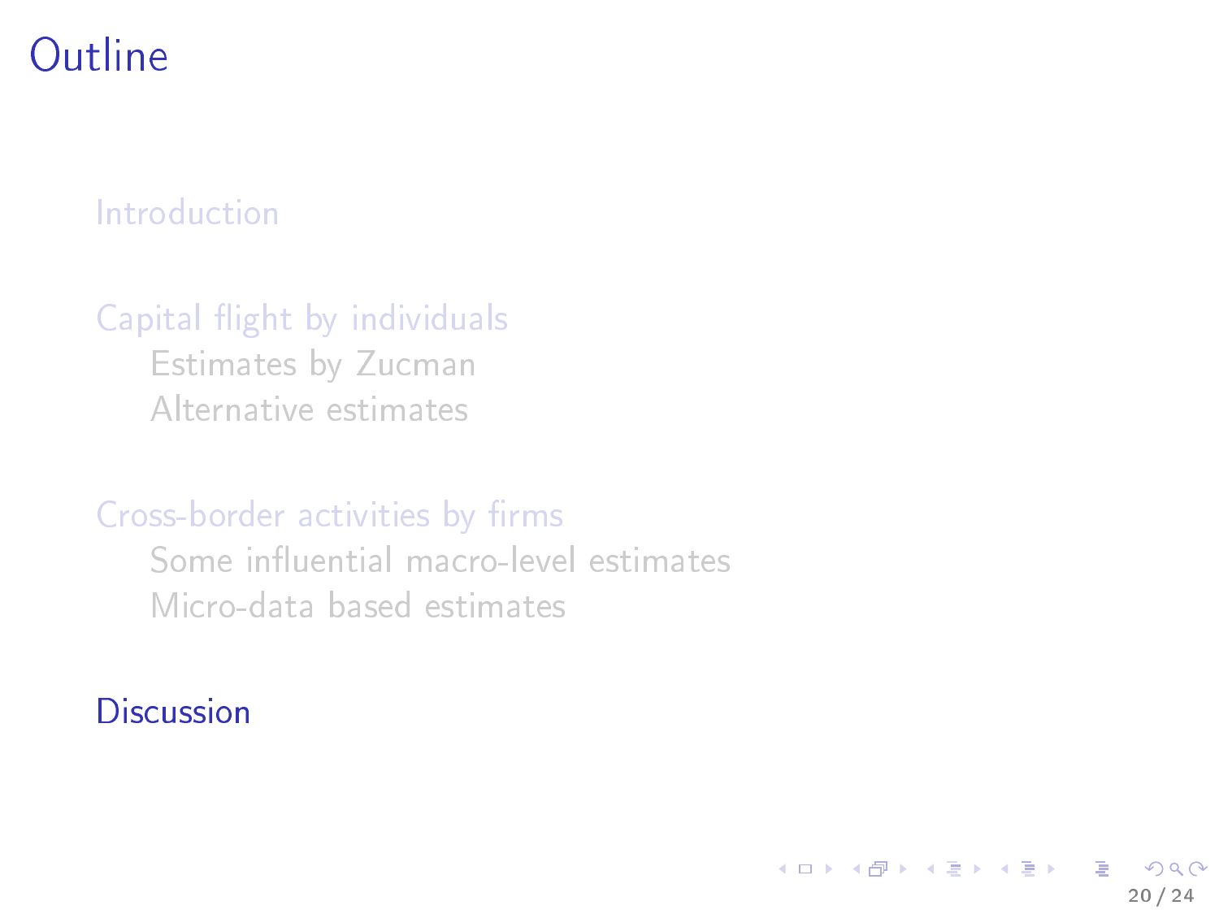# Outline

- Introduction
- Capital flight by individuals
  - Estimates by Zucman
  - Alternative estimates
- Cross-border activities by firms
  - Some influential macro-level estimates
  - Micro-data based estimates
- Discussion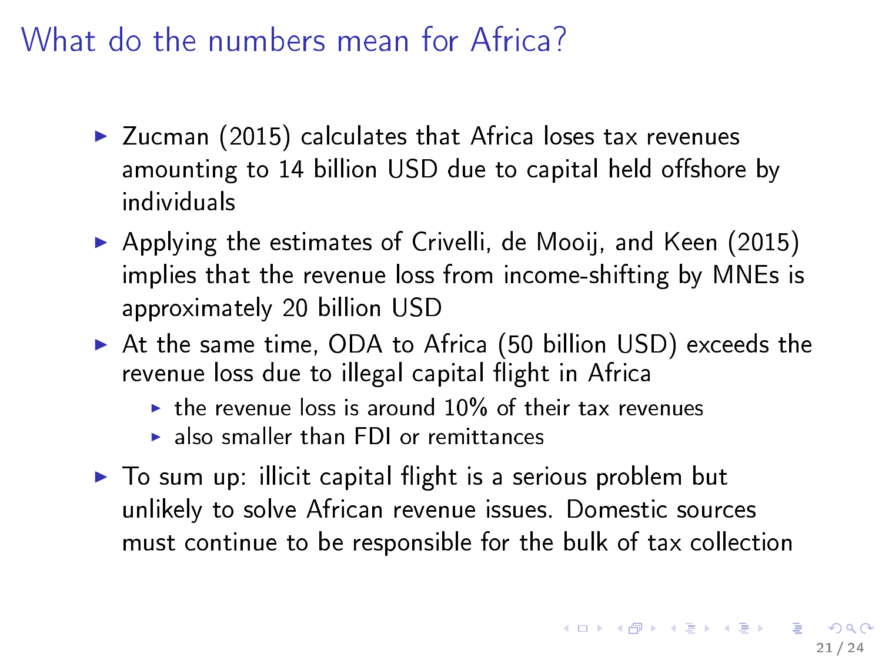# What do the numbers mean for Africa?

- Zucman (2015) calculates that Africa loses tax revenues amounting to 14 billion USD due to capital held offshore by individuals
- Applying the estimates of Crivelli, de Mooij, and Keen (2015) implies that the revenue loss from income-shifting by MNEs is approximately 20 billion USD
- At the same time, ODA to Africa (50 billion USD) exceeds the revenue loss due to illegal capital flight in Africa
  - the revenue loss is around 10% of their tax revenues
  - also smaller than FDI or remittances
- To sum up: illicit capital flight is a serious problem but unlikely to solve African revenue issues. Domestic sources must continue to be responsible for the bulk of tax collection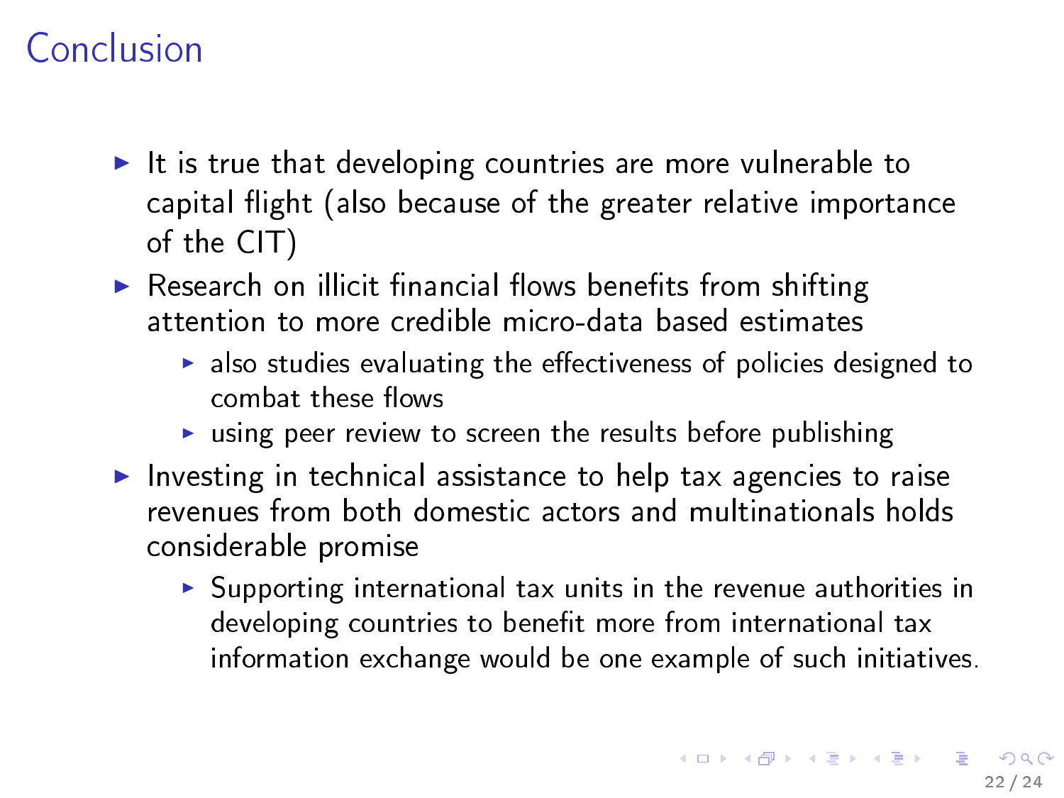# Conclusion

- It is true that developing countries are more vulnerable to capital flight (also because of the greater relative importance of the CIT)
- Research on illicit financial flows benefits from shifting attention to more credible micro-data based estimates
  - also studies evaluating the effectiveness of policies designed to combat these flows
  - using peer review to screen the results before publishing
- Investing in technical assistance to help tax agencies to raise revenues from both domestic actors and multinationals holds considerable promise
  - Supporting international tax units in the revenue authorities in developing countries to benefit more from international tax information exchange would be one example of such initiatives.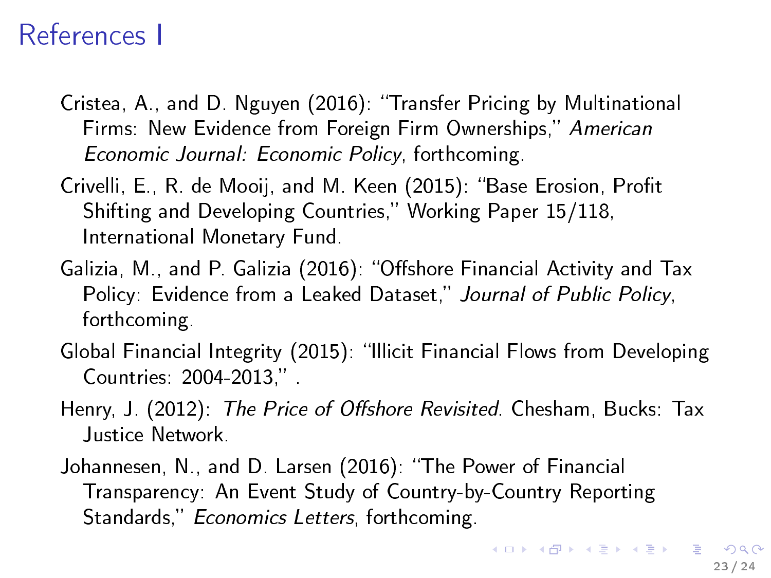# References I

Cristea, A., and D. Nguyen (2016): "Transfer Pricing by Multinational Firms: New Evidence from Foreign Firm Ownerships," *American Economic Journal: Economic Policy*, forthcoming.

Crivelli, E., R. de Mooij, and M. Keen (2015): "Base Erosion, Profit Shifting and Developing Countries," Working Paper 15/118, International Monetary Fund.

Galizia, M., and P. Galizia (2016): "Offshore Financial Activity and Tax Policy: Evidence from a Leaked Dataset," *Journal of Public Policy*, forthcoming.

Global Financial Integrity (2015): "Illicit Financial Flows from Developing Countries: 2004-2013," .

Henry, J. (2012): *The Price of Offshore Revisited*. Chesham, Bucks: Tax Justice Network.

Johannesen, N., and D. Larsen (2016): "The Power of Financial Transparency: An Event Study of Country-by-Country Reporting Standards," *Economics Letters*, forthcoming.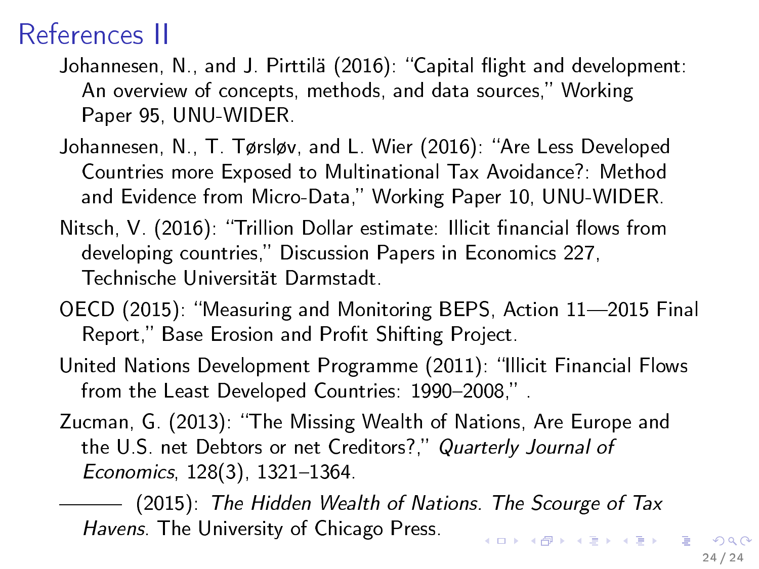# References II

Johannesen, N., and J. Pirttilä (2016): "Capital flight and development: An overview of concepts, methods, and data sources," Working Paper 95, UNU-WIDER.

Johannesen, N., T. Tørsløv, and L. Wier (2016): "Are Less Developed Countries more Exposed to Multinational Tax Avoidance?: Method and Evidence from Micro-Data," Working Paper 10, UNU-WIDER.

Nitsch, V. (2016): "Trillion Dollar estimate: Illicit financial flows from developing countries," Discussion Papers in Economics 227, Technische Universität Darmstadt.

OECD (2015): "Measuring and Monitoring BEPS, Action 11—2015 Final Report," Base Erosion and Profit Shifting Project.

United Nations Development Programme (2011): "Illicit Financial Flows from the Least Developed Countries: 1990–2008," .

Zucman, G. (2013): "The Missing Wealth of Nations, Are Europe and the U.S. net Debtors or net Creditors?," *Quarterly Journal of Economics*, 128(3), 1321–1364.

——— (2015): *The Hidden Wealth of Nations. The Scourge of Tax Havens*. The University of Chicago Press.